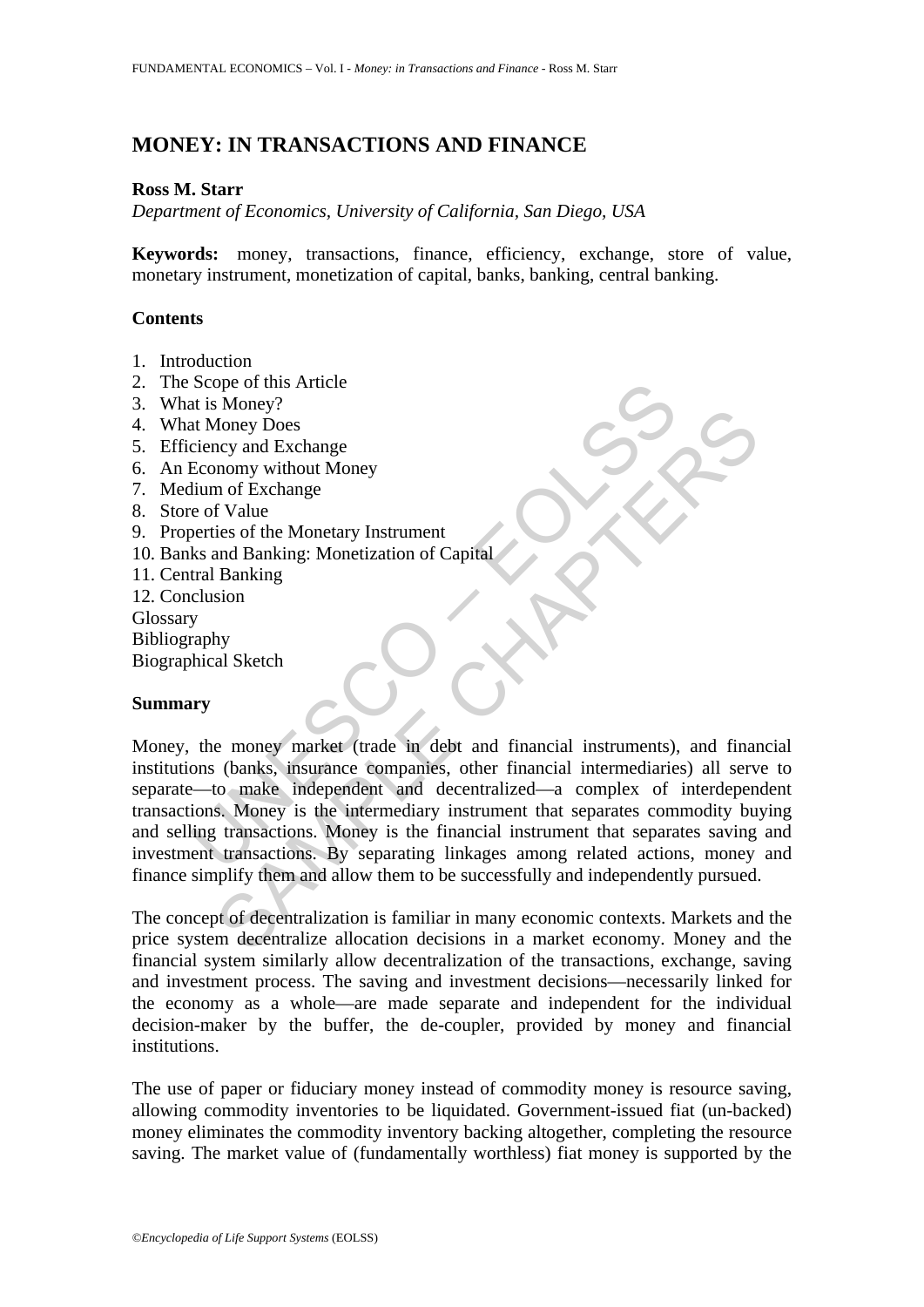# MONEY: IN TRANSACTIONS AND FINANCE

**Ross M. Starr**

*Department of Economics, University of California, San Diego, USA*

**Keywords:** money, transactions, finance, efficiency, exchange, store of value, monetary instrument, monetization of capital, banks, banking, central banking.

## Contents

1. Introduction
2. The Scope of this Article
3. What is Money?
4. What Money Does
5. Efficiency and Exchange
6. An Economy without Money
7. Medium of Exchange
8. Store of Value
9. Properties of the Monetary Instrument
10. Banks and Banking: Monetization of Capital
11. Central Banking
12. Conclusion

Glossary
Bibliography
Biographical Sketch

## Summary

Money, the money market (trade in debt and financial instruments), and financial institutions (banks, insurance companies, other financial intermediaries) all serve to separate—to make independent and decentralized—a complex of interdependent transactions. Money is the intermediary instrument that separates commodity buying and selling transactions. Money is the financial instrument that separates saving and investment transactions. By separating linkages among related actions, money and finance simplify them and allow them to be successfully and independently pursued.

The concept of decentralization is familiar in many economic contexts. Markets and the price system decentralize allocation decisions in a market economy. Money and the financial system similarly allow decentralization of the transactions, exchange, saving and investment process. The saving and investment decisions—necessarily linked for the economy as a whole—are made separate and independent for the individual decision-maker by the buffer, the de-coupler, provided by money and financial institutions.

The use of paper or fiduciary money instead of commodity money is resource saving, allowing commodity inventories to be liquidated. Government-issued fiat (un-backed) money eliminates the commodity inventory backing altogether, completing the resource saving. The market value of (fundamentally worthless) fiat money is supported by the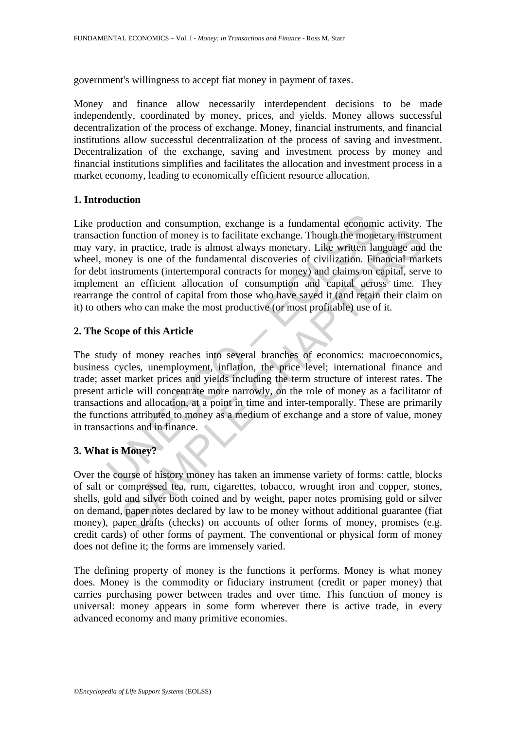government's willingness to accept fiat money in payment of taxes.

Money and finance allow necessarily interdependent decisions to be made independently, coordinated by money, prices, and yields. Money allows successful decentralization of the process of exchange. Money, financial instruments, and financial institutions allow successful decentralization of the process of saving and investment. Decentralization of the exchange, saving and investment process by money and financial institutions simplifies and facilitates the allocation and investment process in a market economy, leading to economically efficient resource allocation.

## 1. Introduction

Like production and consumption, exchange is a fundamental economic activity. The transaction function of money is to facilitate exchange. Though the monetary instrument may vary, in practice, trade is almost always monetary. Like written language and the wheel, money is one of the fundamental discoveries of civilization. Financial markets for debt instruments (intertemporal contracts for money) and claims on capital, serve to implement an efficient allocation of consumption and capital across time. They rearrange the control of capital from those who have saved it (and retain their claim on it) to others who can make the most productive (or most profitable) use of it.

## 2. The Scope of this Article

The study of money reaches into several branches of economics: macroeconomics, business cycles, unemployment, inflation, the price level; international finance and trade; asset market prices and yields including the term structure of interest rates. The present article will concentrate more narrowly, on the role of money as a facilitator of transactions and allocation, at a point in time and inter-temporally. These are primarily the functions attributed to money as a medium of exchange and a store of value, money in transactions and in finance.

## 3. What is Money?

Over the course of history money has taken an immense variety of forms: cattle, blocks of salt or compressed tea, rum, cigarettes, tobacco, wrought iron and copper, stones, shells, gold and silver both coined and by weight, paper notes promising gold or silver on demand, paper notes declared by law to be money without additional guarantee (fiat money), paper drafts (checks) on accounts of other forms of money, promises (e.g. credit cards) of other forms of payment. The conventional or physical form of money does not define it; the forms are immensely varied.

The defining property of money is the functions it performs. Money is what money does. Money is the commodity or fiduciary instrument (credit or paper money) that carries purchasing power between trades and over time. This function of money is universal: money appears in some form wherever there is active trade, in every advanced economy and many primitive economies.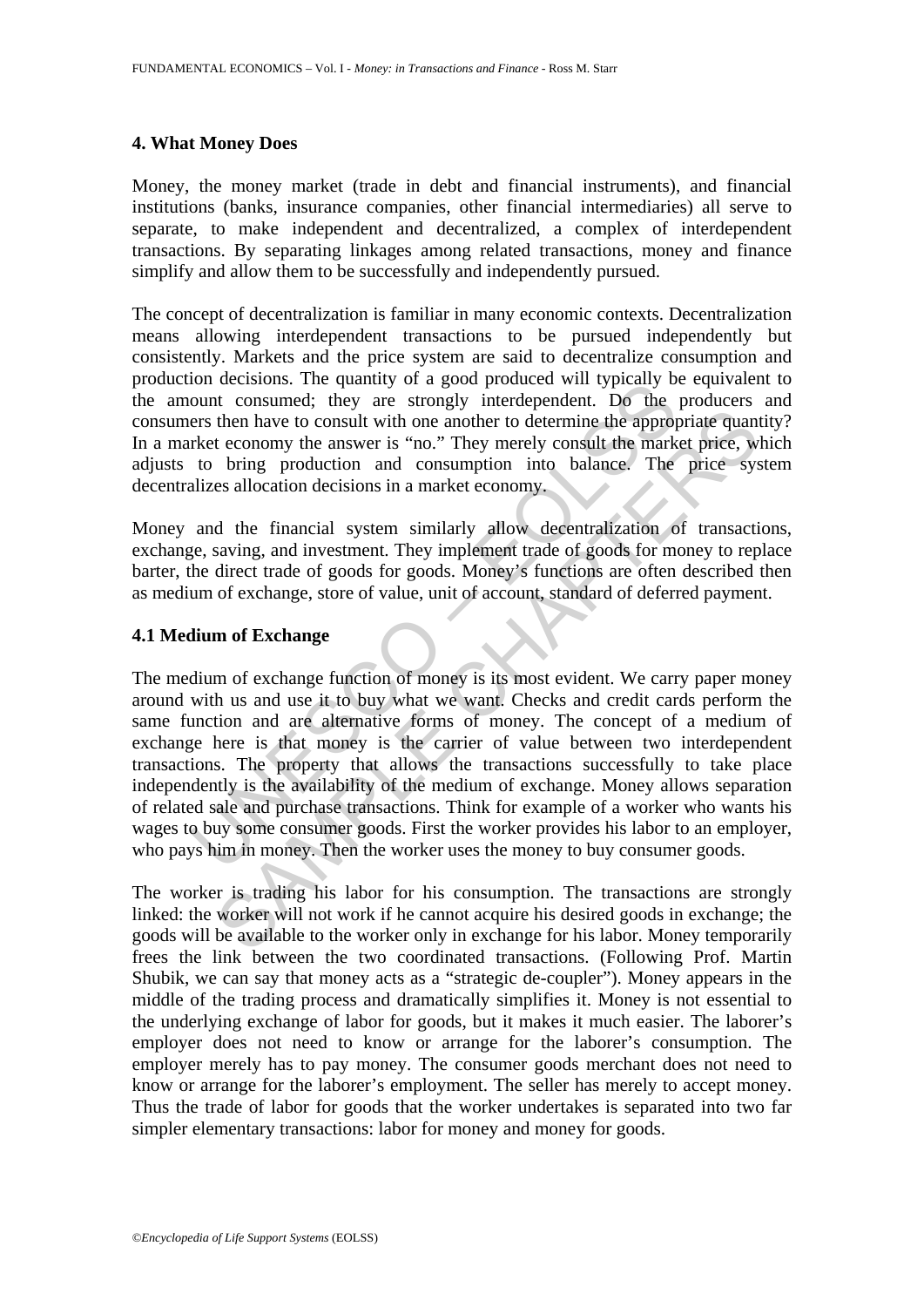## 4. What Money Does

Money, the money market (trade in debt and financial instruments), and financial institutions (banks, insurance companies, other financial intermediaries) all serve to separate, to make independent and decentralized, a complex of interdependent transactions. By separating linkages among related transactions, money and finance simplify and allow them to be successfully and independently pursued.

The concept of decentralization is familiar in many economic contexts. Decentralization means allowing interdependent transactions to be pursued independently but consistently. Markets and the price system are said to decentralize consumption and production decisions. The quantity of a good produced will typically be equivalent to the amount consumed; they are strongly interdependent. Do the producers and consumers then have to consult with one another to determine the appropriate quantity? In a market economy the answer is "no." They merely consult the market price, which adjusts to bring production and consumption into balance. The price system decentralizes allocation decisions in a market economy.

Money and the financial system similarly allow decentralization of transactions, exchange, saving, and investment. They implement trade of goods for money to replace barter, the direct trade of goods for goods. Money's functions are often described then as medium of exchange, store of value, unit of account, standard of deferred payment.

### 4.1 Medium of Exchange

The medium of exchange function of money is its most evident. We carry paper money around with us and use it to buy what we want. Checks and credit cards perform the same function and are alternative forms of money. The concept of a medium of exchange here is that money is the carrier of value between two interdependent transactions. The property that allows the transactions successfully to take place independently is the availability of the medium of exchange. Money allows separation of related sale and purchase transactions. Think for example of a worker who wants his wages to buy some consumer goods. First the worker provides his labor to an employer, who pays him in money. Then the worker uses the money to buy consumer goods.

The worker is trading his labor for his consumption. The transactions are strongly linked: the worker will not work if he cannot acquire his desired goods in exchange; the goods will be available to the worker only in exchange for his labor. Money temporarily frees the link between the two coordinated transactions. (Following Prof. Martin Shubik, we can say that money acts as a "strategic de-coupler"). Money appears in the middle of the trading process and dramatically simplifies it. Money is not essential to the underlying exchange of labor for goods, but it makes it much easier. The laborer's employer does not need to know or arrange for the laborer's consumption. The employer merely has to pay money. The consumer goods merchant does not need to know or arrange for the laborer's employment. The seller has merely to accept money. Thus the trade of labor for goods that the worker undertakes is separated into two far simpler elementary transactions: labor for money and money for goods.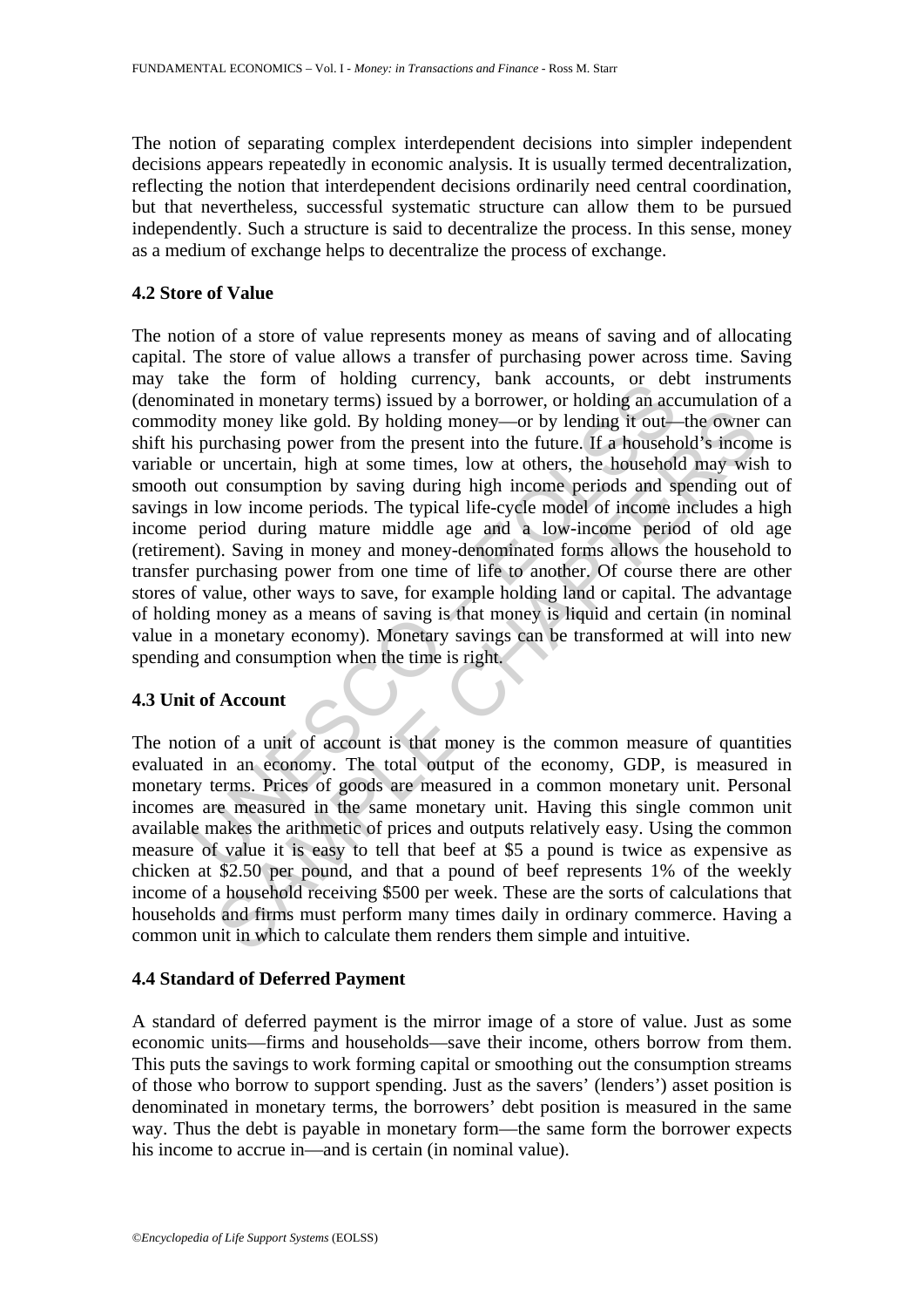The notion of separating complex interdependent decisions into simpler independent decisions appears repeatedly in economic analysis. It is usually termed decentralization, reflecting the notion that interdependent decisions ordinarily need central coordination, but that nevertheless, successful systematic structure can allow them to be pursued independently. Such a structure is said to decentralize the process. In this sense, money as a medium of exchange helps to decentralize the process of exchange.

### 4.2 Store of Value

The notion of a store of value represents money as means of saving and of allocating capital. The store of value allows a transfer of purchasing power across time. Saving may take the form of holding currency, bank accounts, or debt instruments (denominated in monetary terms) issued by a borrower, or holding an accumulation of a commodity money like gold. By holding money—or by lending it out—the owner can shift his purchasing power from the present into the future. If a household's income is variable or uncertain, high at some times, low at others, the household may wish to smooth out consumption by saving during high income periods and spending out of savings in low income periods. The typical life-cycle model of income includes a high income period during mature middle age and a low-income period of old age (retirement). Saving in money and money-denominated forms allows the household to transfer purchasing power from one time of life to another. Of course there are other stores of value, other ways to save, for example holding land or capital. The advantage of holding money as a means of saving is that money is liquid and certain (in nominal value in a monetary economy). Monetary savings can be transformed at will into new spending and consumption when the time is right.

### 4.3 Unit of Account

The notion of a unit of account is that money is the common measure of quantities evaluated in an economy. The total output of the economy, GDP, is measured in monetary terms. Prices of goods are measured in a common monetary unit. Personal incomes are measured in the same monetary unit. Having this single common unit available makes the arithmetic of prices and outputs relatively easy. Using the common measure of value it is easy to tell that beef at $5 a pound is twice as expensive as chicken at $2.50 per pound, and that a pound of beef represents 1% of the weekly income of a household receiving $500 per week. These are the sorts of calculations that households and firms must perform many times daily in ordinary commerce. Having a common unit in which to calculate them renders them simple and intuitive.

### 4.4 Standard of Deferred Payment

A standard of deferred payment is the mirror image of a store of value. Just as some economic units—firms and households—save their income, others borrow from them. This puts the savings to work forming capital or smoothing out the consumption streams of those who borrow to support spending. Just as the savers' (lenders') asset position is denominated in monetary terms, the borrowers' debt position is measured in the same way. Thus the debt is payable in monetary form—the same form the borrower expects his income to accrue in—and is certain (in nominal value).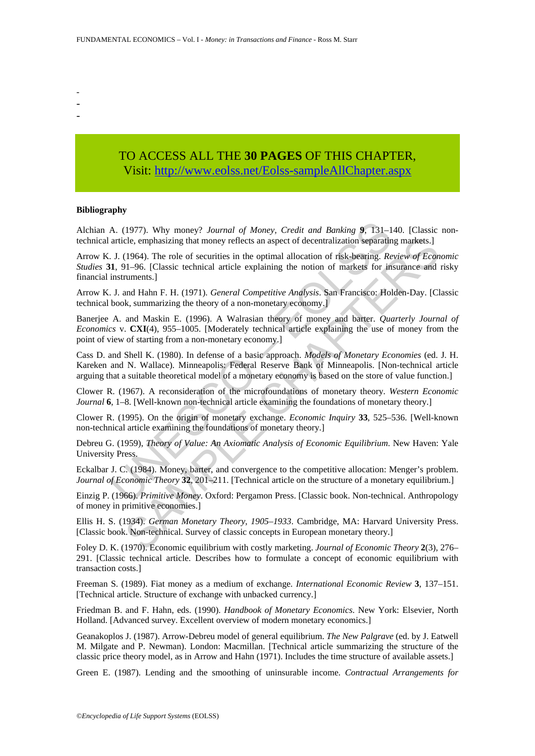-
-
-

TO ACCESS ALL THE **30 PAGES** OF THIS CHAPTER,
Visit: http://www.eolss.net/Eolss-sampleAllChapter.aspx

**Bibliography**

Alchian A. (1977). Why money? *Journal of Money, Credit and Banking* **9**, 131–140. [Classic non-technical article, emphasizing that money reflects an aspect of decentralization separating markets.]

Arrow K. J. (1964). The role of securities in the optimal allocation of risk-bearing. *Review of Economic Studies* **31**, 91–96. [Classic technical article explaining the notion of markets for insurance and risky financial instruments.]

Arrow K. J. and Hahn F. H. (1971). *General Competitive Analysis*. San Francisco: Holden-Day. [Classic technical book, summarizing the theory of a non-monetary economy.]

Banerjee A. and Maskin E. (1996). A Walrasian theory of money and barter. *Quarterly Journal of Economics* v. **CXI**(4), 955–1005. [Moderately technical article explaining the use of money from the point of view of starting from a non-monetary economy.]

Cass D. and Shell K. (1980). In defense of a basic approach. *Models of Monetary Economies* (ed. J. H. Kareken and N. Wallace). Minneapolis: Federal Reserve Bank of Minneapolis. [Non-technical article arguing that a suitable theoretical model of a monetary economy is based on the store of value function.]

Clower R. (1967). A reconsideration of the microfoundations of monetary theory. *Western Economic Journal* **6**, 1–8. [Well-known non-technical article examining the foundations of monetary theory.]

Clower R. (1995). On the origin of monetary exchange. *Economic Inquiry* **33**, 525–536. [Well-known non-technical article examining the foundations of monetary theory.]

Debreu G. (1959), *Theory of Value: An Axiomatic Analysis of Economic Equilibrium*. New Haven: Yale University Press.

Eckalbar J. C. (1984). Money, barter, and convergence to the competitive allocation: Menger's problem. *Journal of Economic Theory* **32**, 201–211. [Technical article on the structure of a monetary equilibrium.]

Einzig P. (1966). *Primitive Money*. Oxford: Pergamon Press. [Classic book. Non-technical. Anthropology of money in primitive economies.]

Ellis H. S. (1934). *German Monetary Theory, 1905–1933*. Cambridge, MA: Harvard University Press. [Classic book. Non-technical. Survey of classic concepts in European monetary theory.]

Foley D. K. (1970). Economic equilibrium with costly marketing. *Journal of Economic Theory* **2**(3), 276–291. [Classic technical article. Describes how to formulate a concept of economic equilibrium with transaction costs.]

Freeman S. (1989). Fiat money as a medium of exchange. *International Economic Review* **3**, 137–151. [Technical article. Structure of exchange with unbacked currency.]

Friedman B. and F. Hahn, eds. (1990). *Handbook of Monetary Economics*. New York: Elsevier, North Holland. [Advanced survey. Excellent overview of modern monetary economics.]

Geanakoplos J. (1987). Arrow-Debreu model of general equilibrium. *The New Palgrave* (ed. by J. Eatwell M. Milgate and P. Newman). London: Macmillan. [Technical article summarizing the structure of the classic price theory model, as in Arrow and Hahn (1971). Includes the time structure of available assets.]

Green E. (1987). Lending and the smoothing of uninsurable income. *Contractual Arrangements for*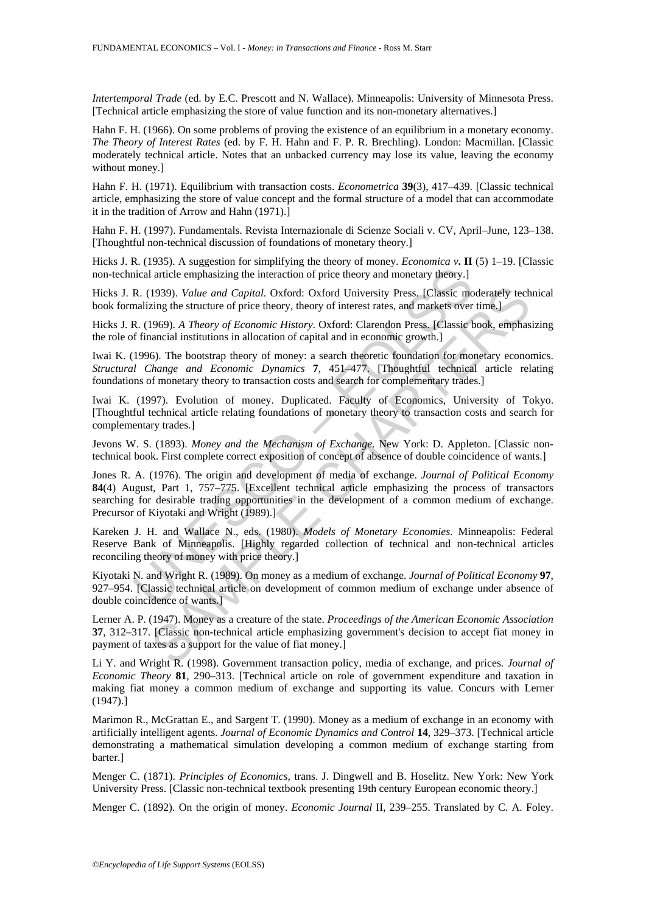*Intertemporal Trade* (ed. by E.C. Prescott and N. Wallace). Minneapolis: University of Minnesota Press. [Technical article emphasizing the store of value function and its non-monetary alternatives.]

Hahn F. H. (1966). On some problems of proving the existence of an equilibrium in a monetary economy. *The Theory of Interest Rates* (ed. by F. H. Hahn and F. P. R. Brechling). London: Macmillan. [Classic moderately technical article. Notes that an unbacked currency may lose its value, leaving the economy without money.]

Hahn F. H. (1971). Equilibrium with transaction costs. *Econometrica* **39**(3), 417–439. [Classic technical article, emphasizing the store of value concept and the formal structure of a model that can accommodate it in the tradition of Arrow and Hahn (1971).]

Hahn F. H. (1997). Fundamentals. Revista Internazionale di Scienze Sociali v. CV, April–June, 123–138. [Thoughtful non-technical discussion of foundations of monetary theory.]

Hicks J. R. (1935). A suggestion for simplifying the theory of money. *Economica v.* **II** (5) 1–19. [Classic non-technical article emphasizing the interaction of price theory and monetary theory.]

Hicks J. R. (1939). *Value and Capital*. Oxford: Oxford University Press. [Classic moderately technical book formalizing the structure of price theory, theory of interest rates, and markets over time.]

Hicks J. R. (1969). *A Theory of Economic History*. Oxford: Clarendon Press. [Classic book, emphasizing the role of financial institutions in allocation of capital and in economic growth.]

Iwai K. (1996). The bootstrap theory of money: a search theoretic foundation for monetary economics. *Structural Change and Economic Dynamics* **7**, 451–477. [Thoughtful technical article relating foundations of monetary theory to transaction costs and search for complementary trades.]

Iwai K. (1997). Evolution of money. Duplicated. Faculty of Economics, University of Tokyo. [Thoughtful technical article relating foundations of monetary theory to transaction costs and search for complementary trades.]

Jevons W. S. (1893). *Money and the Mechanism of Exchange*. New York: D. Appleton. [Classic non-technical book. First complete correct exposition of concept of absence of double coincidence of wants.]

Jones R. A. (1976). The origin and development of media of exchange. *Journal of Political Economy* **84**(4) August, Part 1, 757–775. [Excellent technical article emphasizing the process of transactors searching for desirable trading opportunities in the development of a common medium of exchange. Precursor of Kiyotaki and Wright (1989).]

Kareken J. H. and Wallace N., eds. (1980). *Models of Monetary Economies*. Minneapolis: Federal Reserve Bank of Minneapolis. [Highly regarded collection of technical and non-technical articles reconciling theory of money with price theory.]

Kiyotaki N. and Wright R. (1989). On money as a medium of exchange. *Journal of Political Economy* **97**, 927–954. [Classic technical article on development of common medium of exchange under absence of double coincidence of wants.]

Lerner A. P. (1947). Money as a creature of the state. *Proceedings of the American Economic Association* **37**, 312–317. [Classic non-technical article emphasizing government's decision to accept fiat money in payment of taxes as a support for the value of fiat money.]

Li Y. and Wright R. (1998). Government transaction policy, media of exchange, and prices. *Journal of Economic Theory* **81**, 290–313. [Technical article on role of government expenditure and taxation in making fiat money a common medium of exchange and supporting its value. Concurs with Lerner (1947).]

Marimon R., McGrattan E., and Sargent T. (1990). Money as a medium of exchange in an economy with artificially intelligent agents. *Journal of Economic Dynamics and Control* **14**, 329–373. [Technical article demonstrating a mathematical simulation developing a common medium of exchange starting from barter.]

Menger C. (1871). *Principles of Economics*, trans. J. Dingwell and B. Hoselitz. New York: New York University Press. [Classic non-technical textbook presenting 19th century European economic theory.]

Menger C. (1892). On the origin of money. *Economic Journal* II, 239–255. Translated by C. A. Foley.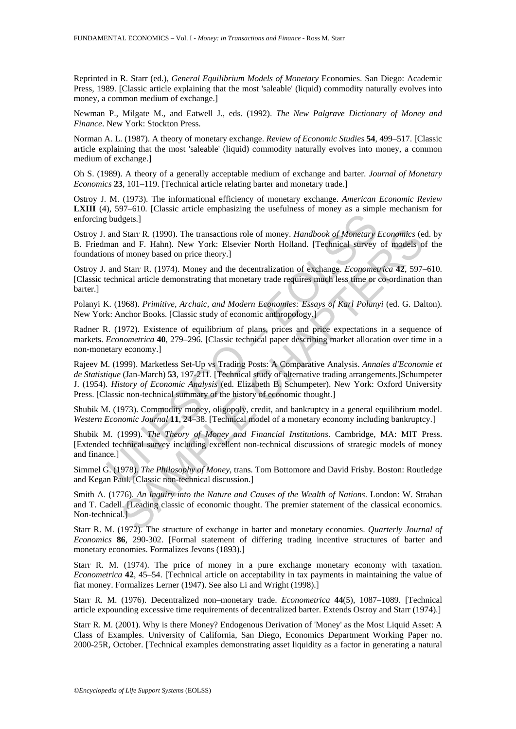Reprinted in R. Starr (ed.), *General Equilibrium Models of Monetary* Economies. San Diego: Academic Press, 1989. [Classic article explaining that the most 'saleable' (liquid) commodity naturally evolves into money, a common medium of exchange.]

Newman P., Milgate M., and Eatwell J., eds. (1992). *The New Palgrave Dictionary of Money and Finance*. New York: Stockton Press.

Norman A. L. (1987). A theory of monetary exchange. *Review of Economic Studies* **54**, 499–517. [Classic article explaining that the most 'saleable' (liquid) commodity naturally evolves into money, a common medium of exchange.]

Oh S. (1989). A theory of a generally acceptable medium of exchange and barter. *Journal of Monetary Economics* **23**, 101–119. [Technical article relating barter and monetary trade.]

Ostroy J. M. (1973). The informational efficiency of monetary exchange. *American Economic Review* **LXIII** (4), 597–610. [Classic article emphasizing the usefulness of money as a simple mechanism for enforcing budgets.]

Ostroy J. and Starr R. (1990). The transactions role of money. *Handbook of Monetary Economics* (ed. by B. Friedman and F. Hahn). New York: Elsevier North Holland. [Technical survey of models of the foundations of money based on price theory.]

Ostroy J. and Starr R. (1974). Money and the decentralization of exchange. *Econometrica* **42**, 597–610. [Classic technical article demonstrating that monetary trade requires much less time or co-ordination than barter.]

Polanyi K. (1968). *Primitive, Archaic, and Modern Economies: Essays of Karl Polanyi* (ed. G. Dalton). New York: Anchor Books. [Classic study of economic anthropology.]

Radner R. (1972). Existence of equilibrium of plans, prices and price expectations in a sequence of markets. *Econometrica* **40**, 279–296. [Classic technical paper describing market allocation over time in a non-monetary economy.]

Rajeev M. (1999). Marketless Set-Up vs Trading Posts: A Comparative Analysis. *Annales d'Economie et de Statistique* (Jan-March) **53**, 197-211. [Technical study of alternative trading arrangements.]Schumpeter J. (1954). *History of Economic Analysis* (ed. Elizabeth B. Schumpeter). New York: Oxford University Press. [Classic non-technical summary of the history of economic thought.]

Shubik M. (1973). Commodity money, oligopoly, credit, and bankruptcy in a general equilibrium model. *Western Economic Journal* **11**, 24–38. [Technical model of a monetary economy including bankruptcy.]

Shubik M. (1999). *The Theory of Money and Financial Institutions*. Cambridge, MA: MIT Press. [Extended technical survey including excellent non-technical discussions of strategic models of money and finance.]

Simmel G. (1978). *The Philosophy of Money*, trans. Tom Bottomore and David Frisby. Boston: Routledge and Kegan Paul. [Classic non-technical discussion.]

Smith A. (1776). *An lnquiry into the Nature and Causes of the Wealth of Nations*. London: W. Strahan and T. Cadell. [Leading classic of economic thought. The premier statement of the classical economics. Non-technical.]

Starr R. M. (1972). The structure of exchange in barter and monetary economies. *Quarterly Journal of Economics* **86**, 290-302. [Formal statement of differing trading incentive structures of barter and monetary economies. Formalizes Jevons (1893).]

Starr R. M. (1974). The price of money in a pure exchange monetary economy with taxation. *Econometrica* **42**, 45–54. [Technical article on acceptability in tax payments in maintaining the value of fiat money. Formalizes Lerner (1947). See also Li and Wright (1998).]

Starr R. M. (1976). Decentralized non–monetary trade. *Econometrica* **44**(5), 1087–1089. [Technical article expounding excessive time requirements of decentralized barter. Extends Ostroy and Starr (1974).]

Starr R. M. (2001). Why is there Money? Endogenous Derivation of 'Money' as the Most Liquid Asset: A Class of Examples. University of California, San Diego, Economics Department Working Paper no. 2000-25R, October. [Technical examples demonstrating asset liquidity as a factor in generating a natural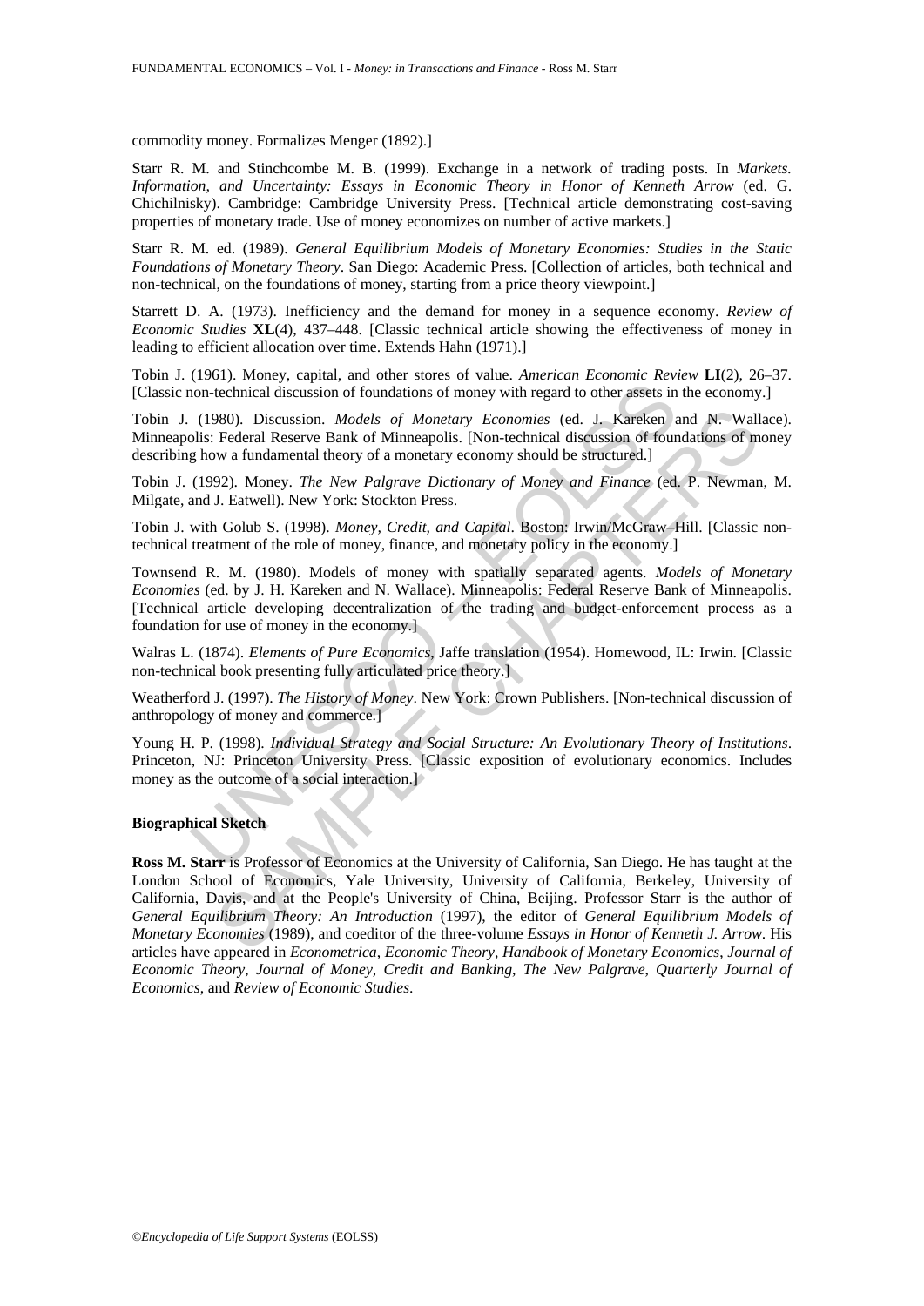commodity money. Formalizes Menger (1892).]

Starr R. M. and Stinchcombe M. B. (1999). Exchange in a network of trading posts. In *Markets. Information, and Uncertainty: Essays in Economic Theory in Honor of Kenneth Arrow* (ed. G. Chichilnisky). Cambridge: Cambridge University Press. [Technical article demonstrating cost-saving properties of monetary trade. Use of money economizes on number of active markets.]

Starr R. M. ed. (1989). *General Equilibrium Models of Monetary Economies: Studies in the Static Foundations of Monetary Theory*. San Diego: Academic Press. [Collection of articles, both technical and non-technical, on the foundations of money, starting from a price theory viewpoint.]

Starrett D. A. (1973). Inefficiency and the demand for money in a sequence economy. *Review of Economic Studies* **XL**(4), 437–448. [Classic technical article showing the effectiveness of money in leading to efficient allocation over time. Extends Hahn (1971).]

Tobin J. (1961). Money, capital, and other stores of value. *American Economic Review* **LI**(2), 26–37. [Classic non-technical discussion of foundations of money with regard to other assets in the economy.]

Tobin J. (1980). Discussion. *Models of Monetary Economies* (ed. J. Kareken and N. Wallace). Minneapolis: Federal Reserve Bank of Minneapolis. [Non-technical discussion of foundations of money describing how a fundamental theory of a monetary economy should be structured.]

Tobin J. (1992). Money. *The New Palgrave Dictionary of Money and Finance* (ed. P. Newman, M. Milgate, and J. Eatwell). New York: Stockton Press.

Tobin J. with Golub S. (1998). *Money, Credit, and Capital*. Boston: Irwin/McGraw–Hill. [Classic non-technical treatment of the role of money, finance, and monetary policy in the economy.]

Townsend R. M. (1980). Models of money with spatially separated agents. *Models of Monetary Economies* (ed. by J. H. Kareken and N. Wallace). Minneapolis: Federal Reserve Bank of Minneapolis. [Technical article developing decentralization of the trading and budget-enforcement process as a foundation for use of money in the economy.]

Walras L. (1874). *Elements of Pure Economics*, Jaffe translation (1954). Homewood, IL: Irwin. [Classic non-technical book presenting fully articulated price theory.]

Weatherford J. (1997). *The History of Money*. New York: Crown Publishers. [Non-technical discussion of anthropology of money and commerce.]

Young H. P. (1998). *Individual Strategy and Social Structure: An Evolutionary Theory of Institutions*. Princeton, NJ: Princeton University Press. [Classic exposition of evolutionary economics. Includes money as the outcome of a social interaction.]

**Biographical Sketch**

**Ross M. Starr** is Professor of Economics at the University of California, San Diego. He has taught at the London School of Economics, Yale University, University of California, Berkeley, University of California, Davis, and at the People's University of China, Beijing. Professor Starr is the author of *General Equilibrium Theory: An Introduction* (1997), the editor of *General Equilibrium Models of Monetary Economies* (1989), and coeditor of the three-volume *Essays in Honor of Kenneth J. Arrow*. His articles have appeared in *Econometrica*, *Economic Theory*, *Handbook of Monetary Economics*, *Journal of Economic Theory*, *Journal of Money, Credit and Banking*, *The New Palgrave*, *Quarterly Journal of Economics*, and *Review of Economic Studies*.